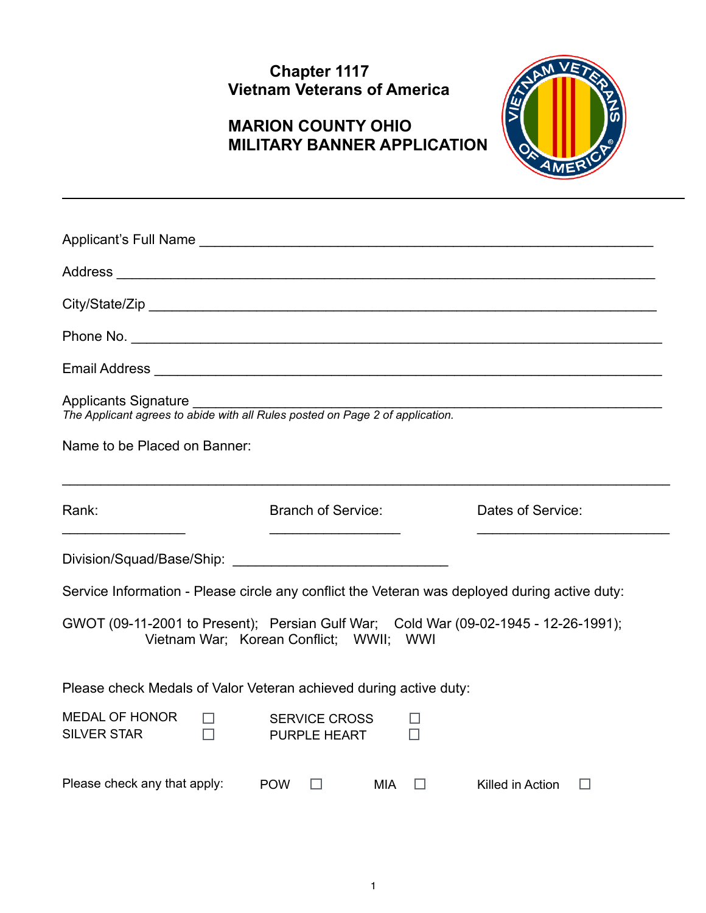# Chapter 1117
# Vietnam Veterans of America

## MARION COUNTY OHIO
## MILITARY BANNER APPLICATION

---

Applicant's Full Name ____________________________________________________________

Address ________________________________________________________________________

City/State/Zip ____________________________________________________________________

Phone No. _______________________________________________________________________

Email Address ____________________________________________________________________

Applicants Signature _______________________________________________________________
*The Applicant agrees to abide with all Rules posted on Page 2 of application.*

Name to be Placed on Banner:

__________________________________________________________________________________

Rank: ________________ Branch of Service: _________________ Dates of Service: _________________________

Division/Squad/Base/Ship: _____________________________

Service Information - Please circle any conflict the Veteran was deployed during active duty:

GWOT (09-11-2001 to Present); Persian Gulf War; Cold War (09-02-1945 - 12-26-1991); Vietnam War; Korean Conflict; WWII; WWI

Please check Medals of Valor Veteran achieved during active duty:

MEDAL OF HONOR ☐ SERVICE CROSS ☐
SILVER STAR ☐ PURPLE HEART ☐

Please check any that apply: POW ☐ MIA ☐ Killed in Action ☐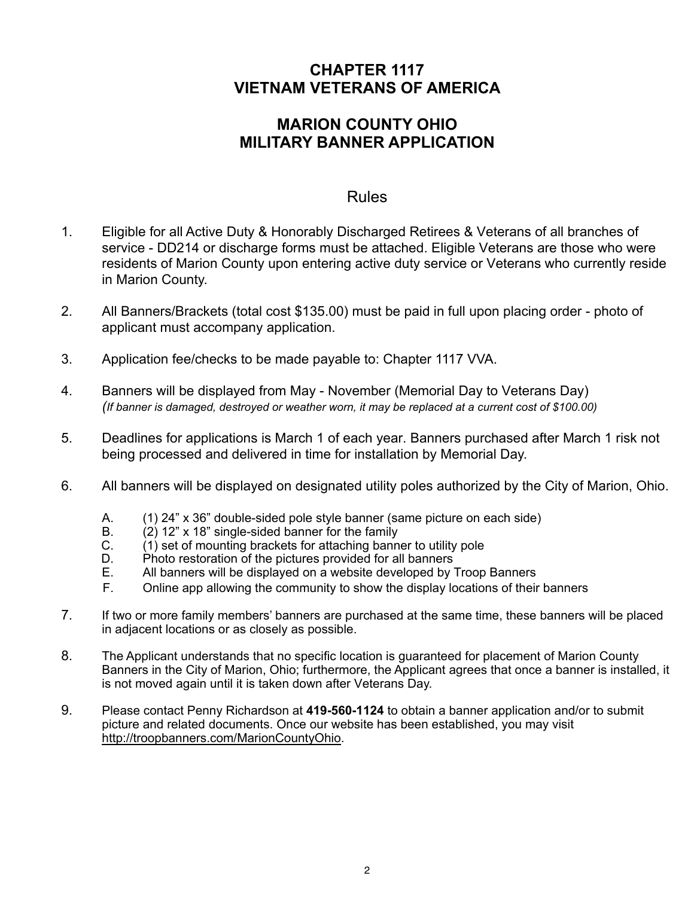# CHAPTER 1117
# VIETNAM VETERANS OF AMERICA

# MARION COUNTY OHIO
# MILITARY BANNER APPLICATION

## Rules

1. Eligible for all Active Duty & Honorably Discharged Retirees & Veterans of all branches of service - DD214 or discharge forms must be attached. Eligible Veterans are those who were residents of Marion County upon entering active duty service or Veterans who currently reside in Marion County.

2. All Banners/Brackets (total cost $135.00) must be paid in full upon placing order - photo of applicant must accompany application.

3. Application fee/checks to be made payable to: Chapter 1117 VVA.

4. Banners will be displayed from May - November (Memorial Day to Veterans Day)
   *(If banner is damaged, destroyed or weather worn, it may be replaced at a current cost of $100.00)*

5. Deadlines for applications is March 1 of each year. Banners purchased after March 1 risk not being processed and delivered in time for installation by Memorial Day.

6. All banners will be displayed on designated utility poles authorized by the City of Marion, Ohio.

   A. (1) 24” x 36” double-sided pole style banner (same picture on each side)
   B. (2) 12” x 18” single-sided banner for the family
   C. (1) set of mounting brackets for attaching banner to utility pole
   D. Photo restoration of the pictures provided for all banners
   E. All banners will be displayed on a website developed by Troop Banners
   F. Online app allowing the community to show the display locations of their banners

7. If two or more family members’ banners are purchased at the same time, these banners will be placed in adjacent locations or as closely as possible.

8. The Applicant understands that no specific location is guaranteed for placement of Marion County Banners in the City of Marion, Ohio; furthermore, the Applicant agrees that once a banner is installed, it is not moved again until it is taken down after Veterans Day.

9. Please contact Penny Richardson at **419-560-1124** to obtain a banner application and/or to submit picture and related documents. Once our website has been established, you may visit http://troopbanners.com/MarionCountyOhio.